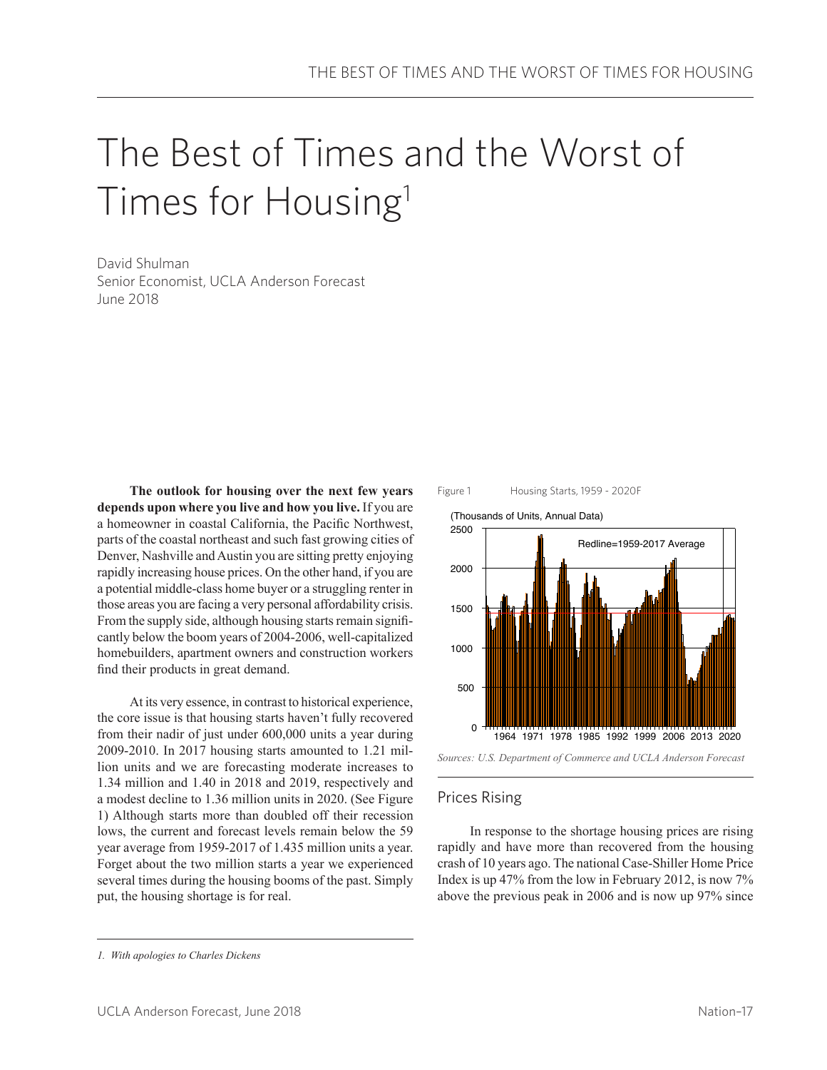# The Best of Times and the Worst of Times for Housing[1]

David Shulman
Senior Economist, UCLA Anderson Forecast
June 2018

**The outlook for housing over the next few years depends upon where you live and how you live.** If you are a homeowner in coastal California, the Pacific Northwest, parts of the coastal northeast and such fast growing cities of Denver, Nashville and Austin you are sitting pretty enjoying rapidly increasing house prices. On the other hand, if you are a potential middle-class home buyer or a struggling renter in those areas you are facing a very personal affordability crisis. From the supply side, although housing starts remain significantly below the boom years of 2004-2006, well-capitalized homebuilders, apartment owners and construction workers find their products in great demand.

At its very essence, in contrast to historical experience, the core issue is that housing starts haven't fully recovered from their nadir of just under 600,000 units a year during 2009-2010. In 2017 housing starts amounted to 1.21 million units and we are forecasting moderate increases to 1.34 million and 1.40 in 2018 and 2019, respectively and a modest decline to 1.36 million units in 2020. (See Figure 1) Although starts more than doubled off their recession lows, the current and forecast levels remain below the 59 year average from 1959-2017 of 1.435 million units a year. Forget about the two million starts a year we experienced several times during the housing booms of the past. Simply put, the housing shortage is for real.

Figure 1 Housing Starts, 1959 - 2020F

*Sources: U.S. Department of Commerce and UCLA Anderson Forecast*

## Prices Rising

In response to the shortage housing prices are rising rapidly and have more than recovered from the housing crash of 10 years ago. The national Case-Shiller Home Price Index is up 47% from the low in February 2012, is now 7% above the previous peak in 2006 and is now up 97% since

1. *With apologies to Charles Dickens*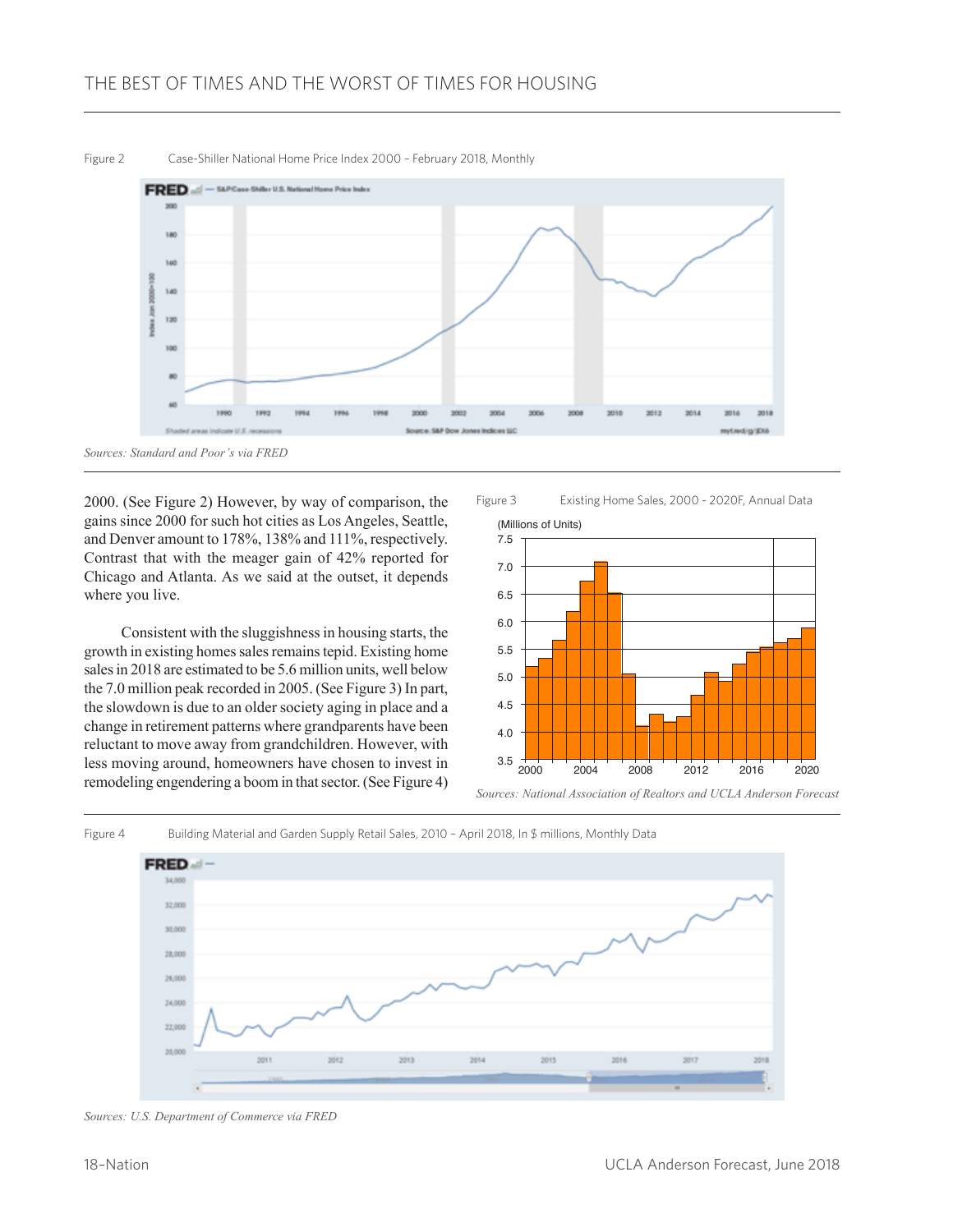Figure 2 Case-Shiller National Home Price Index 2000 – February 2018, Monthly

*Sources: Standard and Poor's via FRED*

2000. (See Figure 2) However, by way of comparison, the gains since 2000 for such hot cities as Los Angeles, Seattle, and Denver amount to 178%, 138% and 111%, respectively. Contrast that with the meager gain of 42% reported for Chicago and Atlanta. As we said at the outset, it depends where you live.

Consistent with the sluggishness in housing starts, the growth in existing homes sales remains tepid. Existing home sales in 2018 are estimated to be 5.6 million units, well below the 7.0 million peak recorded in 2005. (See Figure 3) In part, the slowdown is due to an older society aging in place and a change in retirement patterns where grandparents have been reluctant to move away from grandchildren. However, with less moving around, homeowners have chosen to invest in remodeling engendering a boom in that sector. (See Figure 4)

Figure 3 Existing Home Sales, 2000 - 2020F, Annual Data

*Sources: National Association of Realtors and UCLA Anderson Forecast*

Figure 4 Building Material and Garden Supply Retail Sales, 2010 – April 2018, In $ millions, Monthly Data

*Sources: U.S. Department of Commerce via FRED*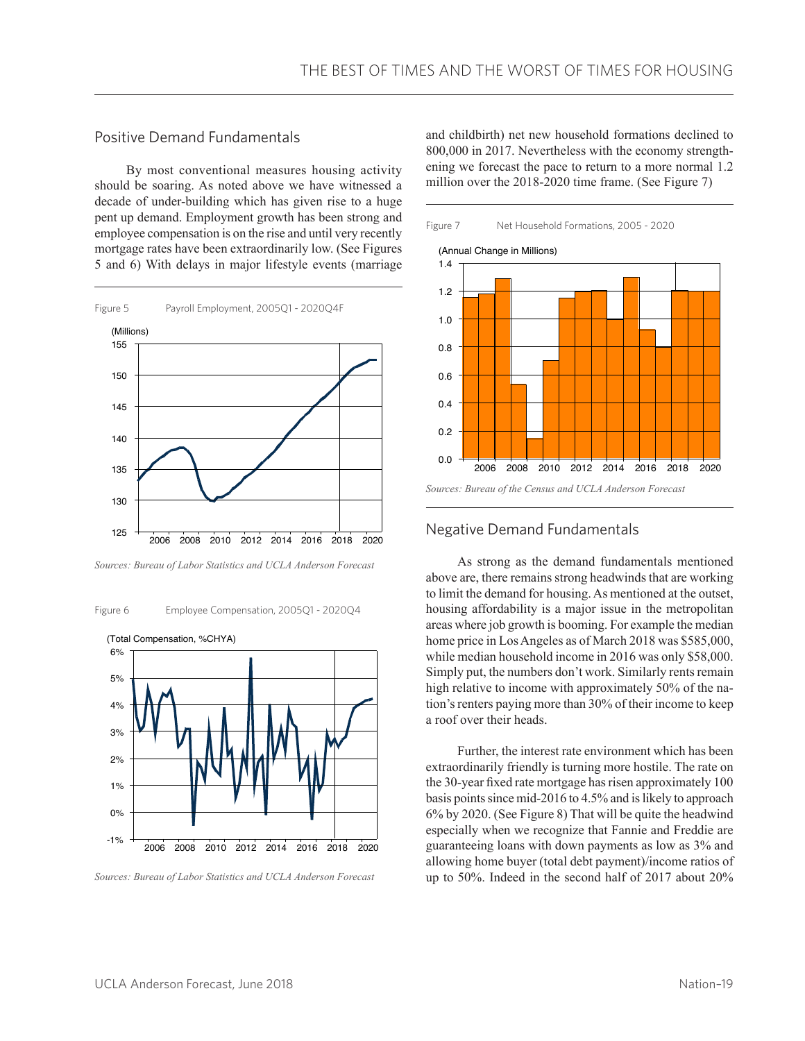## Positive Demand Fundamentals

By most conventional measures housing activity should be soaring. As noted above we have witnessed a decade of under-building which has given rise to a huge pent up demand. Employment growth has been strong and employee compensation is on the rise and until very recently mortgage rates have been extraordinarily low. (See Figures 5 and 6) With delays in major lifestyle events (marriage and childbirth) net new household formations declined to 800,000 in 2017. Nevertheless with the economy strengthening we forecast the pace to return to a more normal 1.2 million over the 2018-2020 time frame. (See Figure 7)

Figure 5 Payroll Employment, 2005Q1 - 2020Q4F

*Sources: Bureau of Labor Statistics and UCLA Anderson Forecast*

Figure 6 Employee Compensation, 2005Q1 - 2020Q4

*Sources: Bureau of Labor Statistics and UCLA Anderson Forecast*

Figure 7 Net Household Formations, 2005 - 2020

*Sources: Bureau of the Census and UCLA Anderson Forecast*

## Negative Demand Fundamentals

As strong as the demand fundamentals mentioned above are, there remains strong headwinds that are working to limit the demand for housing. As mentioned at the outset, housing affordability is a major issue in the metropolitan areas where job growth is booming. For example the median home price in Los Angeles as of March 2018 was $585,000, while median household income in 2016 was only $58,000. Simply put, the numbers don't work. Similarly rents remain high relative to income with approximately 50% of the nation's renters paying more than 30% of their income to keep a roof over their heads.

Further, the interest rate environment which has been extraordinarily friendly is turning more hostile. The rate on the 30-year fixed rate mortgage has risen approximately 100 basis points since mid-2016 to 4.5% and is likely to approach 6% by 2020. (See Figure 8) That will be quite the headwind especially when we recognize that Fannie and Freddie are guaranteeing loans with down payments as low as 3% and allowing home buyer (total debt payment)/income ratios of up to 50%. Indeed in the second half of 2017 about 20%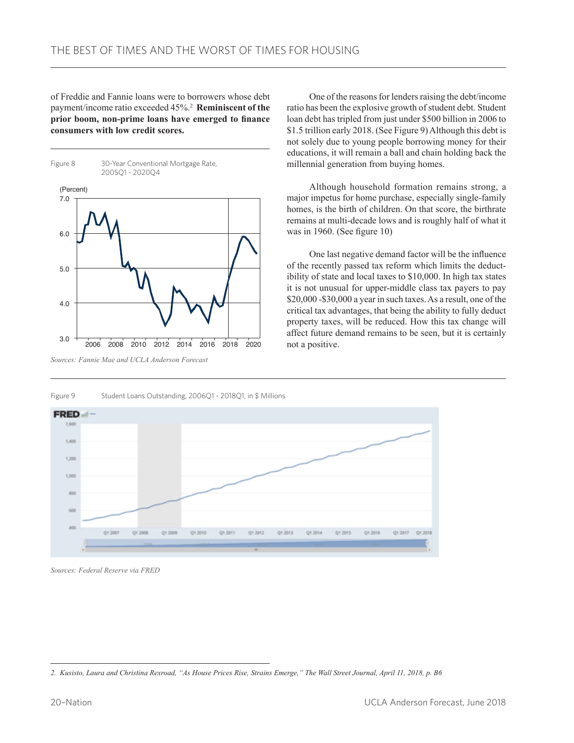of Freddie and Fannie loans were to borrowers whose debt payment/income ratio exceeded 45%.[2] **Reminiscent of the prior boom, non-prime loans have emerged to finance consumers with low credit scores.**

Figure 8 30-Year Conventional Mortgage Rate, 2005Q1 - 2020Q4

*Sources: Fannie Mae and UCLA Anderson Forecast*

One of the reasons for lenders raising the debt/income ratio has been the explosive growth of student debt. Student loan debt has tripled from just under $500 billion in 2006 to $1.5 trillion early 2018. (See Figure 9) Although this debt is not solely due to young people borrowing money for their educations, it will remain a ball and chain holding back the millennial generation from buying homes.

Although household formation remains strong, a major impetus for home purchase, especially single-family homes, is the birth of children. On that score, the birthrate remains at multi-decade lows and is roughly half of what it was in 1960. (See figure 10)

One last negative demand factor will be the influence of the recently passed tax reform which limits the deductibility of state and local taxes to $10,000. In high tax states it is not unusual for upper-middle class tax payers to pay $20,000 -$30,000 a year in such taxes. As a result, one of the critical tax advantages, that being the ability to fully deduct property taxes, will be reduced. How this tax change will affect future demand remains to be seen, but it is certainly not a positive.

Figure 9 Student Loans Outstanding, 2006Q1 - 2018Q1, in $ Millions

*Sources: Federal Reserve via FRED*

2. *Kusisto, Laura and Christina Rexroad, "As House Prices Rise, Strains Emerge," The Wall Street Journal, April 11, 2018, p. B6*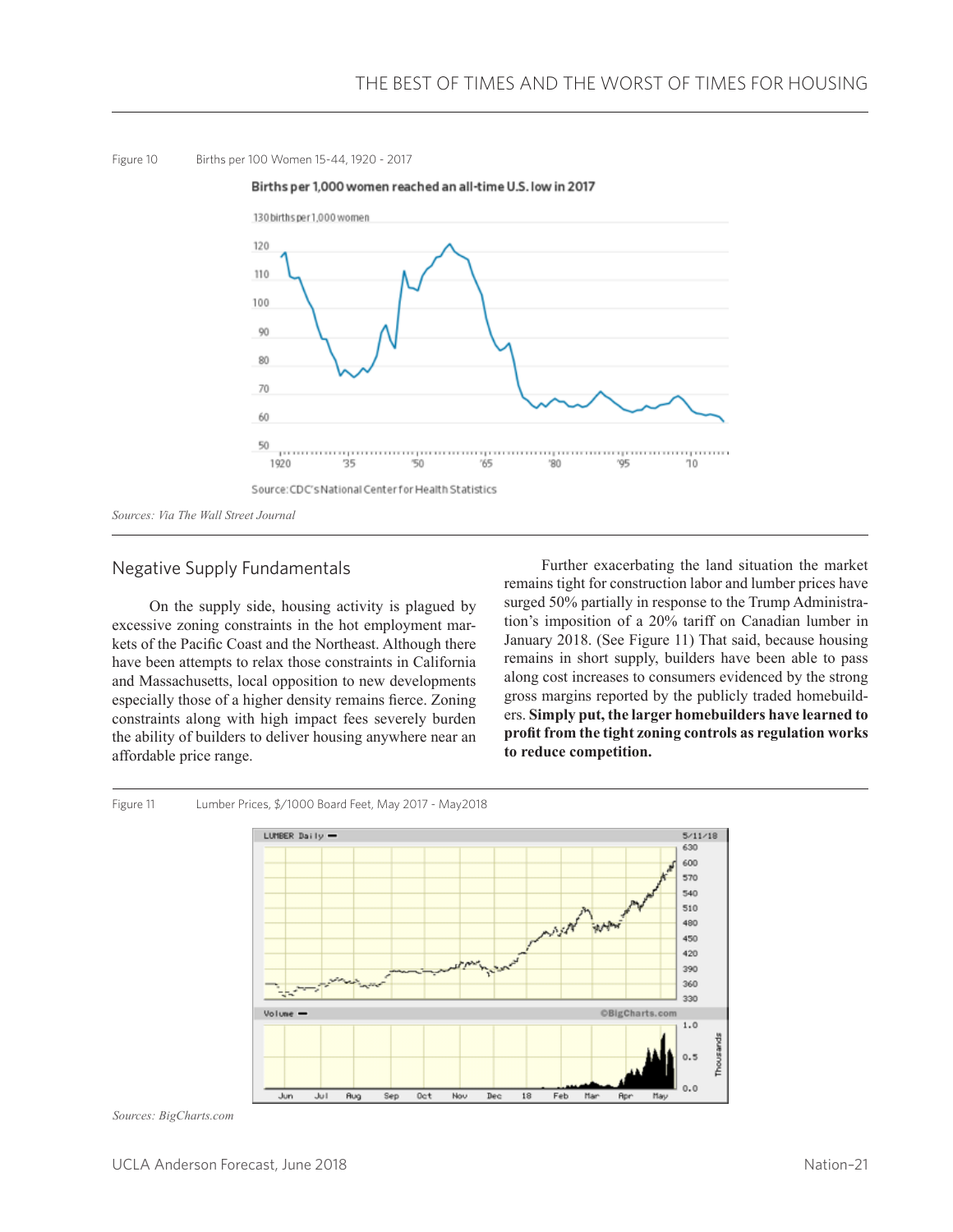Figure 10 Births per 100 Women 15-44, 1920 - 2017

*Sources: Via The Wall Street Journal*

## Negative Supply Fundamentals

On the supply side, housing activity is plagued by excessive zoning constraints in the hot employment markets of the Pacific Coast and the Northeast. Although there have been attempts to relax those constraints in California and Massachusetts, local opposition to new developments especially those of a higher density remains fierce. Zoning constraints along with high impact fees severely burden the ability of builders to deliver housing anywhere near an affordable price range.

Further exacerbating the land situation the market remains tight for construction labor and lumber prices have surged 50% partially in response to the Trump Administration's imposition of a 20% tariff on Canadian lumber in January 2018. (See Figure 11) That said, because housing remains in short supply, builders have been able to pass along cost increases to consumers evidenced by the strong gross margins reported by the publicly traded homebuilders. **Simply put, the larger homebuilders have learned to profit from the tight zoning controls as regulation works to reduce competition.**

Figure 11 Lumber Prices, $/1000 Board Feet, May 2017 - May2018

*Sources: BigCharts.com*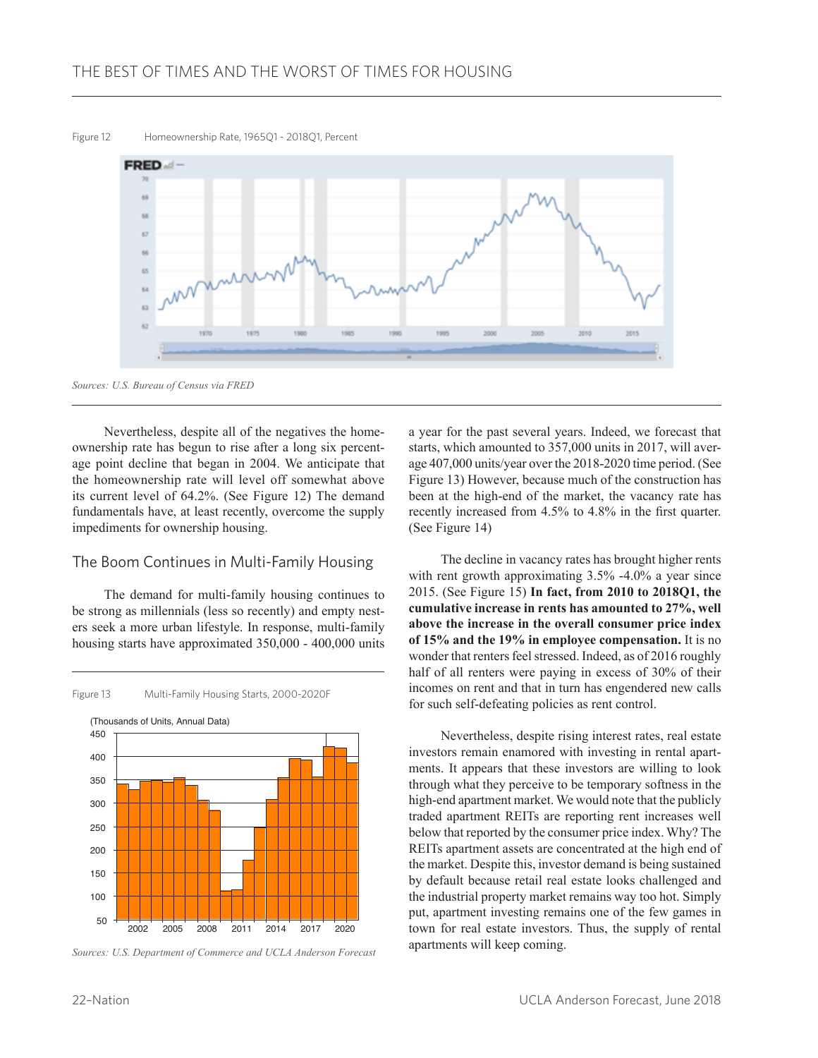Figure 12 Homeownership Rate, 1965Q1 - 2018Q1, Percent

*Sources: U.S. Bureau of Census via FRED*

Nevertheless, despite all of the negatives the homeownership rate has begun to rise after a long six percentage point decline that began in 2004. We anticipate that the homeownership rate will level off somewhat above its current level of 64.2%. (See Figure 12) The demand fundamentals have, at least recently, overcome the supply impediments for ownership housing.

## The Boom Continues in Multi-Family Housing

The demand for multi-family housing continues to be strong as millennials (less so recently) and empty nesters seek a more urban lifestyle. In response, multi-family housing starts have approximated 350,000 - 400,000 units a year for the past several years. Indeed, we forecast that starts, which amounted to 357,000 units in 2017, will average 407,000 units/year over the 2018-2020 time period. (See Figure 13) However, because much of the construction has been at the high-end of the market, the vacancy rate has recently increased from 4.5% to 4.8% in the first quarter. (See Figure 14)

Figure 13 Multi-Family Housing Starts, 2000-2020F

*Sources: U.S. Department of Commerce and UCLA Anderson Forecast*

The decline in vacancy rates has brought higher rents with rent growth approximating 3.5% -4.0% a year since 2015. (See Figure 15) **In fact, from 2010 to 2018Q1, the cumulative increase in rents has amounted to 27%, well above the increase in the overall consumer price index of 15% and the 19% in employee compensation.** It is no wonder that renters feel stressed. Indeed, as of 2016 roughly half of all renters were paying in excess of 30% of their incomes on rent and that in turn has engendered new calls for such self-defeating policies as rent control.

Nevertheless, despite rising interest rates, real estate investors remain enamored with investing in rental apartments. It appears that these investors are willing to look through what they perceive to be temporary softness in the high-end apartment market. We would note that the publicly traded apartment REITs are reporting rent increases well below that reported by the consumer price index. Why? The REITs apartment assets are concentrated at the high end of the market. Despite this, investor demand is being sustained by default because retail real estate looks challenged and the industrial property market remains way too hot. Simply put, apartment investing remains one of the few games in town for real estate investors. Thus, the supply of rental apartments will keep coming.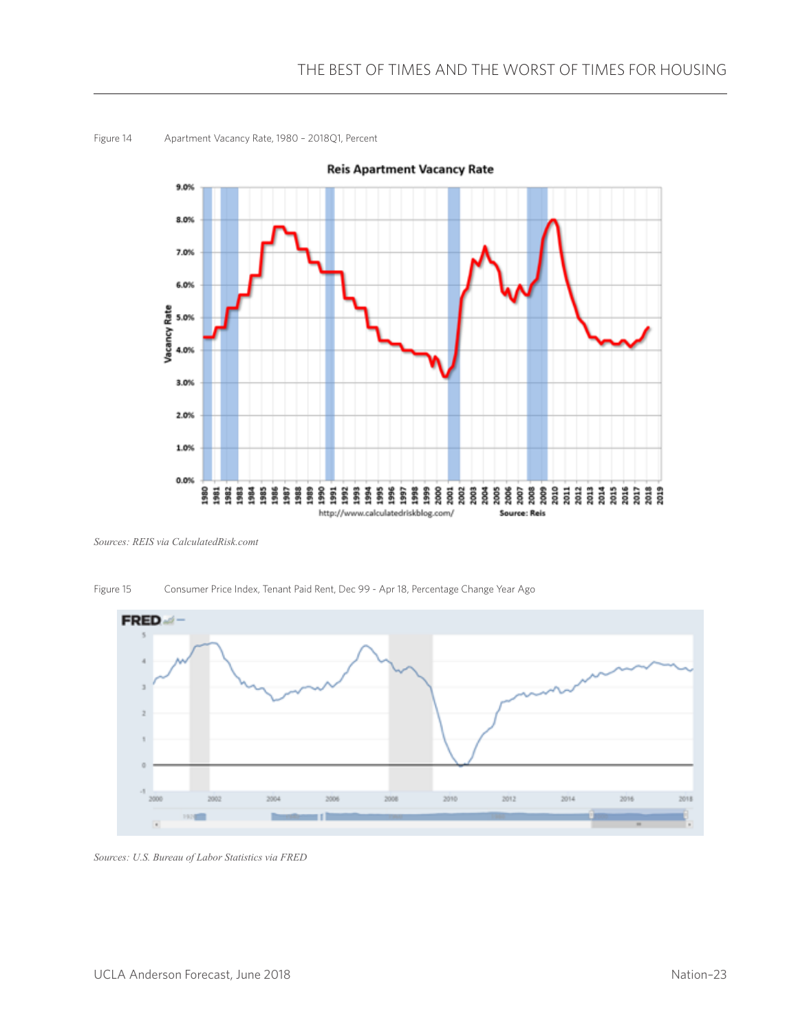Figure 14 Apartment Vacancy Rate, 1980 – 2018Q1, Percent

*Sources: REIS via CalculatedRisk.comt*

Figure 15 Consumer Price Index, Tenant Paid Rent, Dec 99 - Apr 18, Percentage Change Year Ago

*Sources: U.S. Bureau of Labor Statistics via FRED*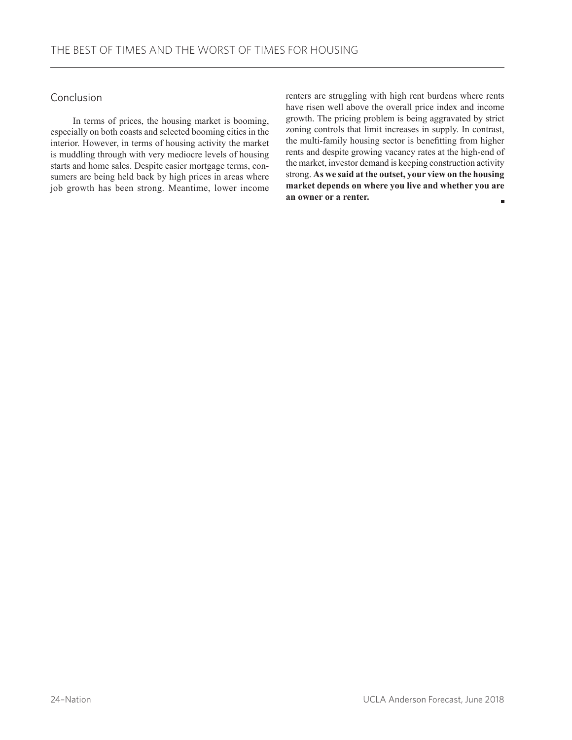## Conclusion

In terms of prices, the housing market is booming, especially on both coasts and selected booming cities in the interior. However, in terms of housing activity the market is muddling through with very mediocre levels of housing starts and home sales. Despite easier mortgage terms, consumers are being held back by high prices in areas where job growth has been strong. Meantime, lower income renters are struggling with high rent burdens where rents have risen well above the overall price index and income growth. The pricing problem is being aggravated by strict zoning controls that limit increases in supply. In contrast, the multi-family housing sector is benefitting from higher rents and despite growing vacancy rates at the high-end of the market, investor demand is keeping construction activity strong. **As we said at the outset, your view on the housing market depends on where you live and whether you are an owner or a renter.** ■